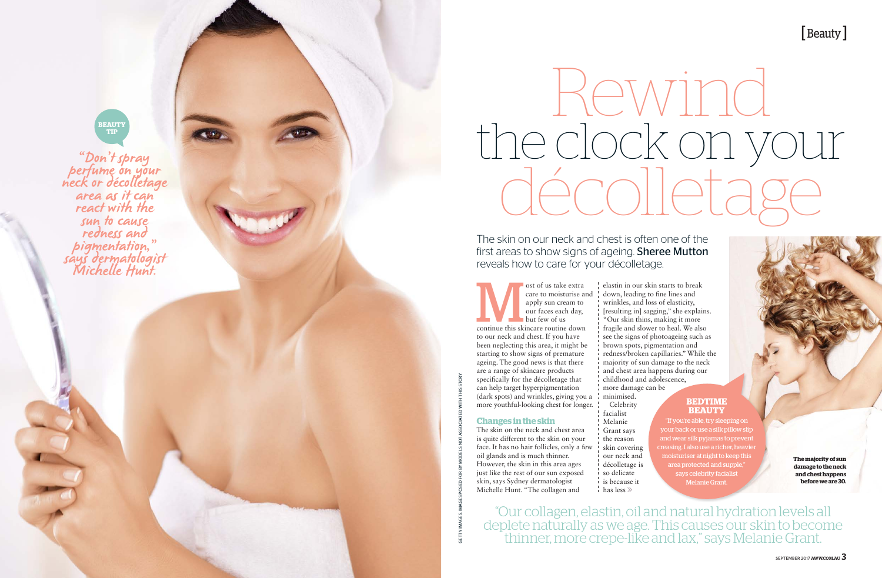[Beauty]

# Rewind the clock on your décolletage

The skin on our neck and chest is often one of the first areas to show signs of ageing. **Sheree Mutton** reveals how to care for your décolletage.

Most of us take extra care to moisturise and apply sun cream to our faces each day, but few of us continue this skincare routine down to our neck and chest. If you have been neglecting this area, it might be starting to show signs of premature ageing. The good news is that there are a range of skincare products specifically for the décolletage that can help target hyperpigmentation (dark spots) and wrinkles, giving you a more youthful-looking chest for longer.

## Changes in the skin

The skin on the neck and chest area is quite different to the skin on your face. It has no hair follicles, only a few oil glands and is much thinner. However, the skin in this area ages just like the rest of our sun exposed skin, says Sydney dermatologist Michelle Hunt. "The collagen and elastin in our skin starts to break down, leading to fine lines and wrinkles, and loss of elasticity, [resulting in] sagging," she explains. "Our skin thins, making it more fragile and slower to heal. We also see the signs of photoageing such as brown spots, pigmentation and redness/broken capillaries." While the majority of sun damage to the neck and chest area happens during our childhood and adolescence, more damage can be minimised.

Celebrity facialist Melanie Grant says the reason skin covering our neck and décolletage is so delicate is because it has less »

**BEAUTY TIP**

"Don't spray perfume on your neck or décolletage area as it can react with the sun to cause redness and pigmentation," says dermatologist Michelle Hunt.

**BEDTIME BEAUTY**

"If you're able, try sleeping on your back or use a silk pillow slip and wear silk pyjamas to prevent creasing. I also use a richer, heavier moisturiser at night to keep this area protected and supple," says celebrity facialist Melanie Grant.

**The majority of sun damage to the neck and chest happens before we are 30.**

"Our collagen, elastin, oil and natural hydration levels all deplete naturally as we age. This causes our skin to become thinner, more crepe-like and lax," says Melanie Grant.

GETTY IMAGES. IMAGES POSED FOR BY MODELS NOT ASSOCIATED WITH THIS STORY.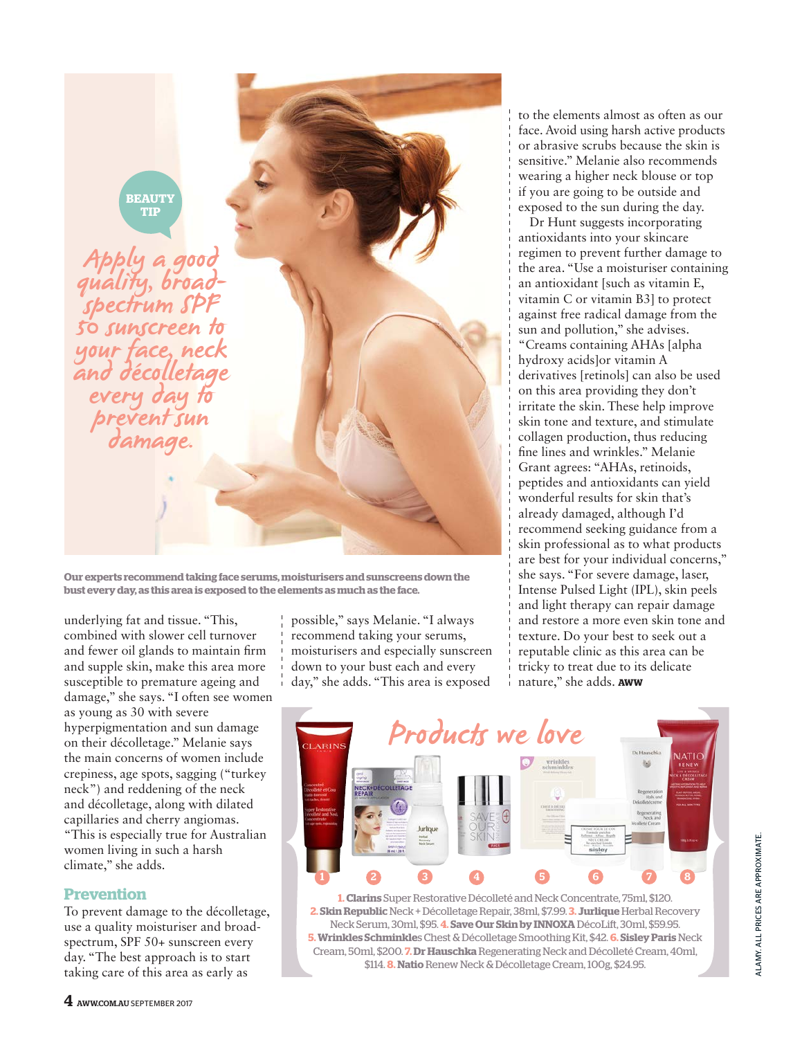**BEAUTY TIP**

*Apply a good quality, broad-spectrum SPF 50 sunscreen to your face, neck and décolletage every day to prevent sun damage.*

**Our experts recommend taking face serums, moisturisers and sunscreens down the bust every day, as this area is exposed to the elements as much as the face.**

underlying fat and tissue. "This, combined with slower cell turnover and fewer oil glands to maintain firm and supple skin, make this area more susceptible to premature ageing and damage," she says. "I often see women as young as 30 with severe hyperpigmentation and sun damage on their décolletage." Melanie says the main concerns of women include crepiness, age spots, sagging ("turkey neck") and reddening of the neck and décolletage, along with dilated capillaries and cherry angiomas. "This is especially true for Australian women living in such a harsh climate," she adds.

## Prevention

To prevent damage to the décolletage, use a quality moisturiser and broad-spectrum, SPF 50+ sunscreen every day. "The best approach is to start taking care of this area as early as possible," says Melanie. "I always recommend taking your serums, moisturisers and especially sunscreen down to your bust each and every day," she adds. "This area is exposed to the elements almost as often as our face. Avoid using harsh active products or abrasive scrubs because the skin is sensitive." Melanie also recommends wearing a higher neck blouse or top if you are going to be outside and exposed to the sun during the day.

Dr Hunt suggests incorporating antioxidants into your skincare regimen to prevent further damage to the area. "Use a moisturiser containing an antioxidant [such as vitamin E, vitamin C or vitamin B3] to protect against free radical damage from the sun and pollution," she advises. "Creams containing AHAs [alpha hydroxy acids]or vitamin A derivatives [retinols] can also be used on this area providing they don't irritate the skin. These help improve skin tone and texture, and stimulate collagen production, thus reducing fine lines and wrinkles." Melanie Grant agrees: "AHAs, retinoids, peptides and antioxidants can yield wonderful results for skin that's already damaged, although I'd recommend seeking guidance from a skin professional as to what products are best for your individual concerns," she says. "For severe damage, laser, Intense Pulsed Light (IPL), skin peels and light therapy can repair damage and restore a more even skin tone and texture. Do your best to seek out a reputable clinic as this area can be tricky to treat due to its delicate nature," she adds. **AWW**

## *Products we love*

**1. Clarins** Super Restorative Décolleté and Neck Concentrate, 75ml, $120. **2. Skin Republic** Neck + Décolletage Repair, 38ml, $7.99. **3. Jurlique** Herbal Recovery Neck Serum, 30ml, $95. **4. Save Our Skin by INNOXA** DécoLift, 30ml, $59.95. **5. Wrinkles Schminkles** Chest & Décolletage Smoothing Kit, $42. **6. Sisley Paris** Neck Cream, 50ml, $200. **7. Dr Hauschka** Regenerating Neck and Décolleté Cream, 40ml, $114. **8. Natio** Renew Neck & Décolletage Cream, 100g, $24.95.

ALAMY. ALL PRICES ARE APPROXIMATE.